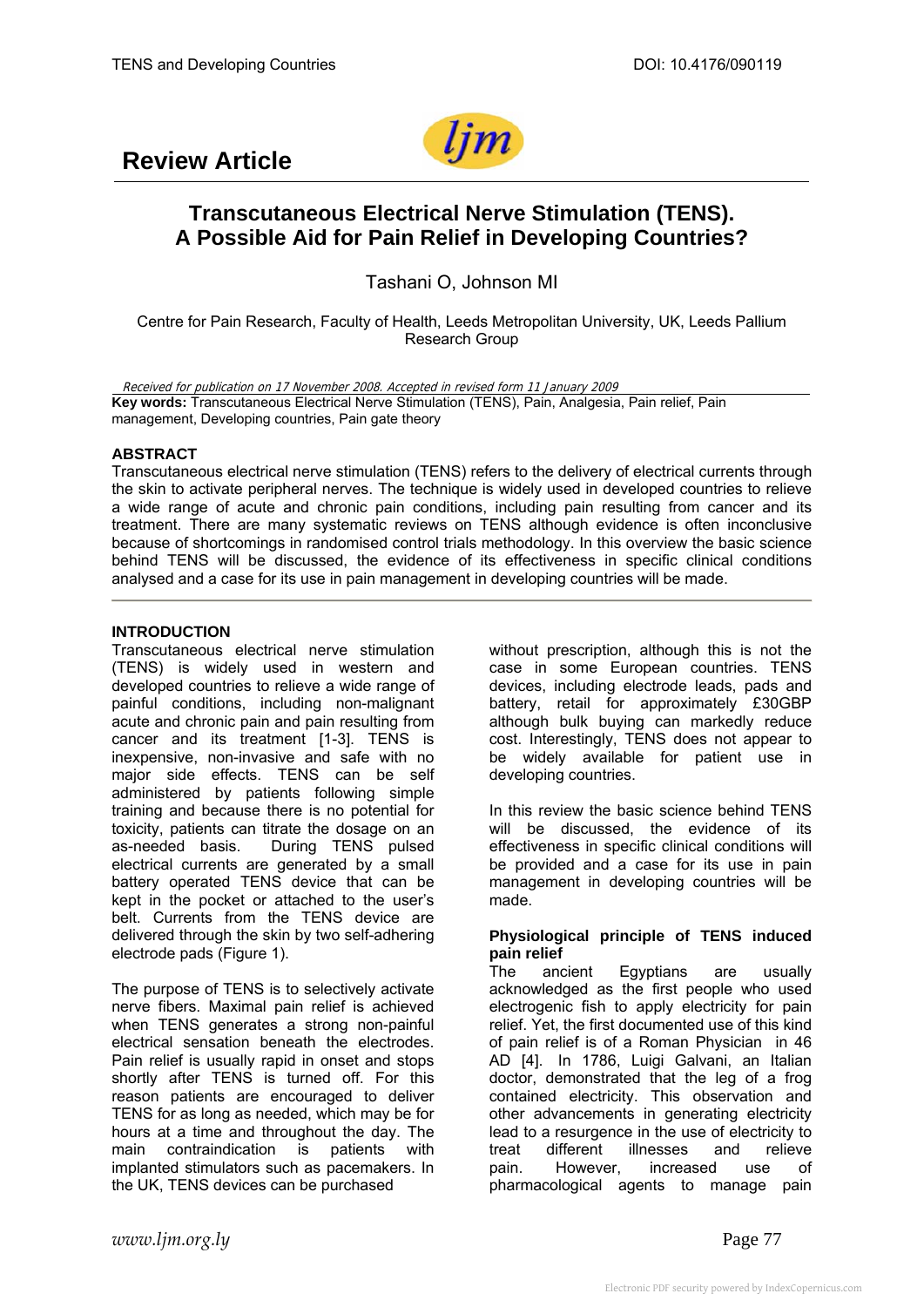# Review Article

## Transcutaneous Electrical Nerve Stimulation (TENS). A Possible Aid for Pain Relief in Developing Countries?

Tashani O, Johnson MI

Centre for Pain Research, Faculty of Health, Leeds Metropolitan University, UK, Leeds Pallium Research Group

*Received for publication on 17 November 2008. Accepted in revised form 11 January 2009*

**Key words:** Transcutaneous Electrical Nerve Stimulation (TENS), Pain, Analgesia, Pain relief, Pain management, Developing countries, Pain gate theory

### ABSTRACT

Transcutaneous electrical nerve stimulation (TENS) refers to the delivery of electrical currents through the skin to activate peripheral nerves. The technique is widely used in developed countries to relieve a wide range of acute and chronic pain conditions, including pain resulting from cancer and its treatment. There are many systematic reviews on TENS although evidence is often inconclusive because of shortcomings in randomised control trials methodology. In this overview the basic science behind TENS will be discussed, the evidence of its effectiveness in specific clinical conditions analysed and a case for its use in pain management in developing countries will be made.

### INTRODUCTION

Transcutaneous electrical nerve stimulation (TENS) is widely used in western and developed countries to relieve a wide range of painful conditions, including non-malignant acute and chronic pain and pain resulting from cancer and its treatment [1-3]. TENS is inexpensive, non-invasive and safe with no major side effects. TENS can be self administered by patients following simple training and because there is no potential for toxicity, patients can titrate the dosage on an as-needed basis. During TENS pulsed electrical currents are generated by a small battery operated TENS device that can be kept in the pocket or attached to the user's belt. Currents from the TENS device are delivered through the skin by two self-adhering electrode pads (Figure 1).

The purpose of TENS is to selectively activate nerve fibers. Maximal pain relief is achieved when TENS generates a strong non-painful electrical sensation beneath the electrodes. Pain relief is usually rapid in onset and stops shortly after TENS is turned off. For this reason patients are encouraged to deliver TENS for as long as needed, which may be for hours at a time and throughout the day. The main contraindication is patients with implanted stimulators such as pacemakers. In the UK, TENS devices can be purchased without prescription, although this is not the case in some European countries. TENS devices, including electrode leads, pads and battery, retail for approximately £30GBP although bulk buying can markedly reduce cost. Interestingly, TENS does not appear to be widely available for patient use in developing countries.

In this review the basic science behind TENS will be discussed, the evidence of its effectiveness in specific clinical conditions will be provided and a case for its use in pain management in developing countries will be made.

#### Physiological principle of TENS induced pain relief

The ancient Egyptians are usually acknowledged as the first people who used electrogenic fish to apply electricity for pain relief. Yet, the first documented use of this kind of pain relief is of a Roman Physician in 46 AD [4]. In 1786, Luigi Galvani, an Italian doctor, demonstrated that the leg of a frog contained electricity. This observation and other advancements in generating electricity lead to a resurgence in the use of electricity to treat different illnesses and relieve pain. However, increased use of pharmacological agents to manage pain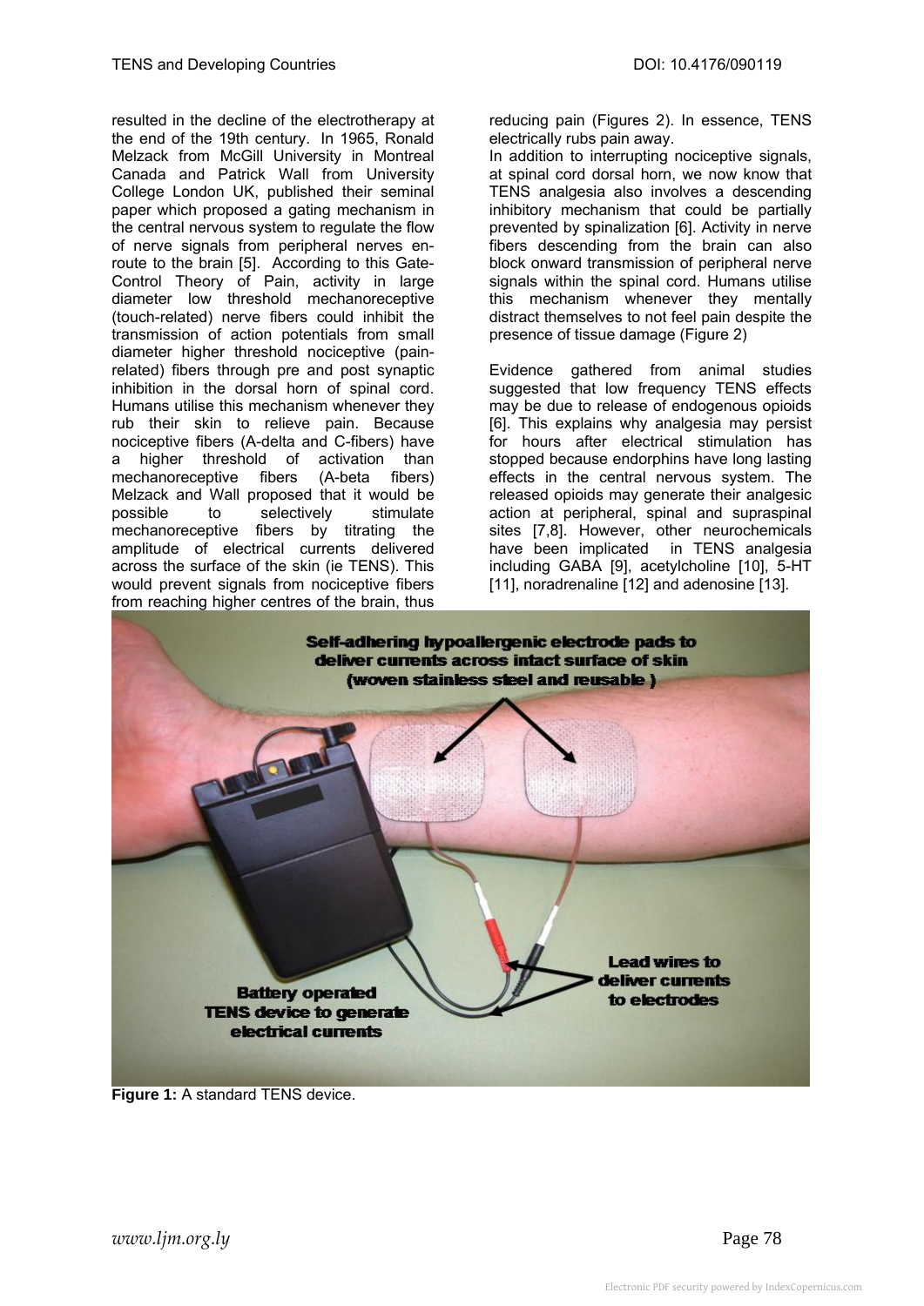resulted in the decline of the electrotherapy at the end of the 19th century. In 1965, Ronald Melzack from McGill University in Montreal Canada and Patrick Wall from University College London UK, published their seminal paper which proposed a gating mechanism in the central nervous system to regulate the flow of nerve signals from peripheral nerves en-route to the brain [5]. According to this Gate-Control Theory of Pain, activity in large diameter low threshold mechanoreceptive (touch-related) nerve fibers could inhibit the transmission of action potentials from small diameter higher threshold nociceptive (pain-related) fibers through pre and post synaptic inhibition in the dorsal horn of spinal cord. Humans utilise this mechanism whenever they rub their skin to relieve pain. Because nociceptive fibers (A-delta and C-fibers) have a higher threshold of activation than mechanoreceptive fibers (A-beta fibers) Melzack and Wall proposed that it would be possible to selectively stimulate mechanoreceptive fibers by titrating the amplitude of electrical currents delivered across the surface of the skin (ie TENS). This would prevent signals from nociceptive fibers from reaching higher centres of the brain, thus reducing pain (Figures 2). In essence, TENS electrically rubs pain away.

In addition to interrupting nociceptive signals, at spinal cord dorsal horn, we now know that TENS analgesia also involves a descending inhibitory mechanism that could be partially prevented by spinalization [6]. Activity in nerve fibers descending from the brain can also block onward transmission of peripheral nerve signals within the spinal cord. Humans utilise this mechanism whenever they mentally distract themselves to not feel pain despite the presence of tissue damage (Figure 2)

Evidence gathered from animal studies suggested that low frequency TENS effects may be due to release of endogenous opioids [6]. This explains why analgesia may persist for hours after electrical stimulation has stopped because endorphins have long lasting effects in the central nervous system. The released opioids may generate their analgesic action at peripheral, spinal and supraspinal sites [7,8]. However, other neurochemicals have been implicated in TENS analgesia including GABA [9], acetylcholine [10], 5-HT [11], noradrenaline [12] and adenosine [13].

**Figure 1:** A standard TENS device.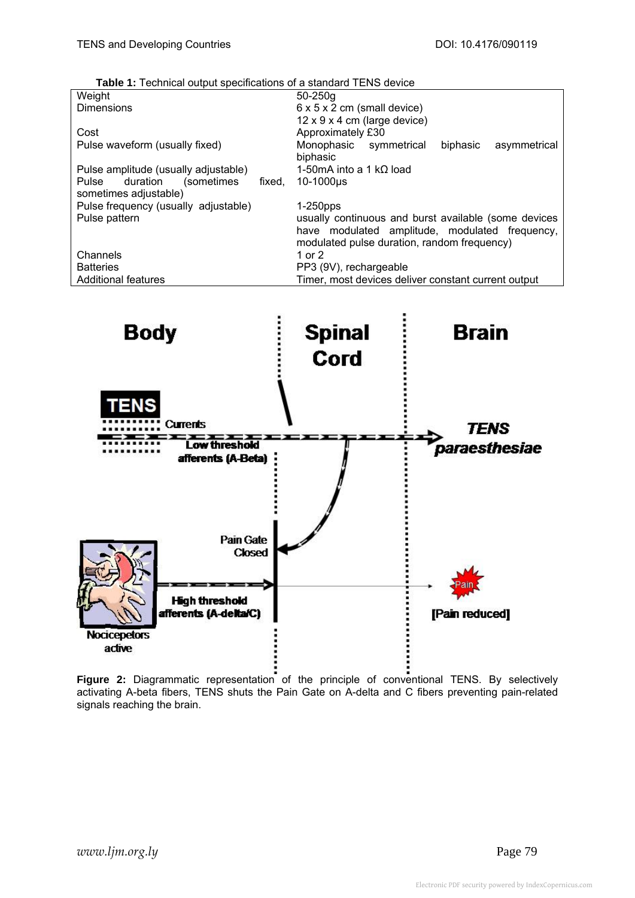**Table 1:** Technical output specifications of a standard TENS device

| | |
|---|---|
| Weight | 50-250g |
| Dimensions | 6 x 5 x 2 cm (small device) 12 x 9 x 4 cm (large device) |
| Cost | Approximately £30 |
| Pulse waveform (usually fixed) | Monophasic symmetrical biphasic asymmetrical biphasic |
| Pulse amplitude (usually adjustable) | 1-50mA into a 1 kΩ load |
| Pulse duration (sometimes fixed, sometimes adjustable) | 10-1000µs |
| Pulse frequency (usually adjustable) | 1-250pps |
| Pulse pattern | usually continuous and burst available (some devices have modulated amplitude, modulated frequency, modulated pulse duration, random frequency) |
| Channels | 1 or 2 |
| Batteries | PP3 (9V), rechargeable |
| Additional features | Timer, most devices deliver constant current output |

**Figure 2:** Diagrammatic representation of the principle of conventional TENS. By selectively activating A-beta fibers, TENS shuts the Pain Gate on A-delta and C fibers preventing pain-related signals reaching the brain.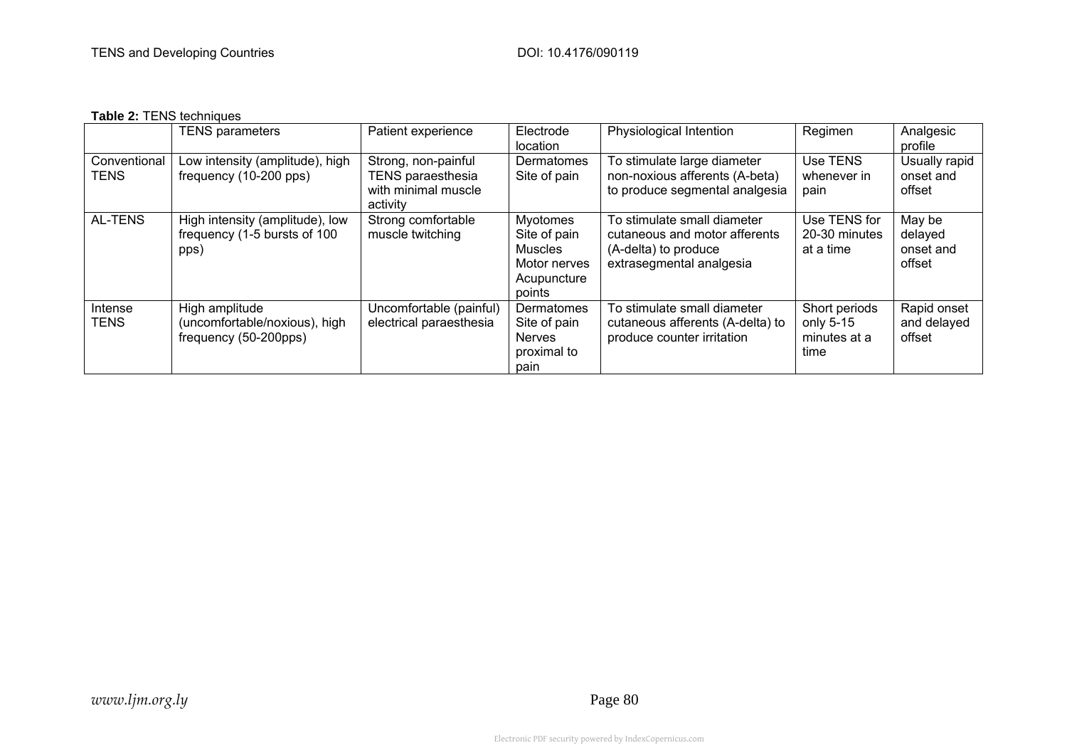**Table 2:** TENS techniques

| | TENS parameters | Patient experience | Electrode location | Physiological Intention | Regimen | Analgesic profile |
|---|---|---|---|---|---|---|
| Conventional TENS | Low intensity (amplitude), high frequency (10-200 pps) | Strong, non-painful TENS paraesthesia with minimal muscle activity | Dermatomes Site of pain | To stimulate large diameter non-noxious afferents (A-beta) to produce segmental analgesia | Use TENS whenever in pain | Usually rapid onset and offset |
| AL-TENS | High intensity (amplitude), low frequency (1-5 bursts of 100 pps) | Strong comfortable muscle twitching | Myotomes Site of pain Muscles Motor nerves Acupuncture points | To stimulate small diameter cutaneous and motor afferents (A-delta) to produce extrasegmental analgesia | Use TENS for 20-30 minutes at a time | May be delayed onset and offset |
| Intense TENS | High amplitude (uncomfortable/noxious), high frequency (50-200pps) | Uncomfortable (painful) electrical paraesthesia | Dermatomes Site of pain Nerves proximal to pain | To stimulate small diameter cutaneous afferents (A-delta) to produce counter irritation | Short periods only 5-15 minutes at a time | Rapid onset and delayed offset |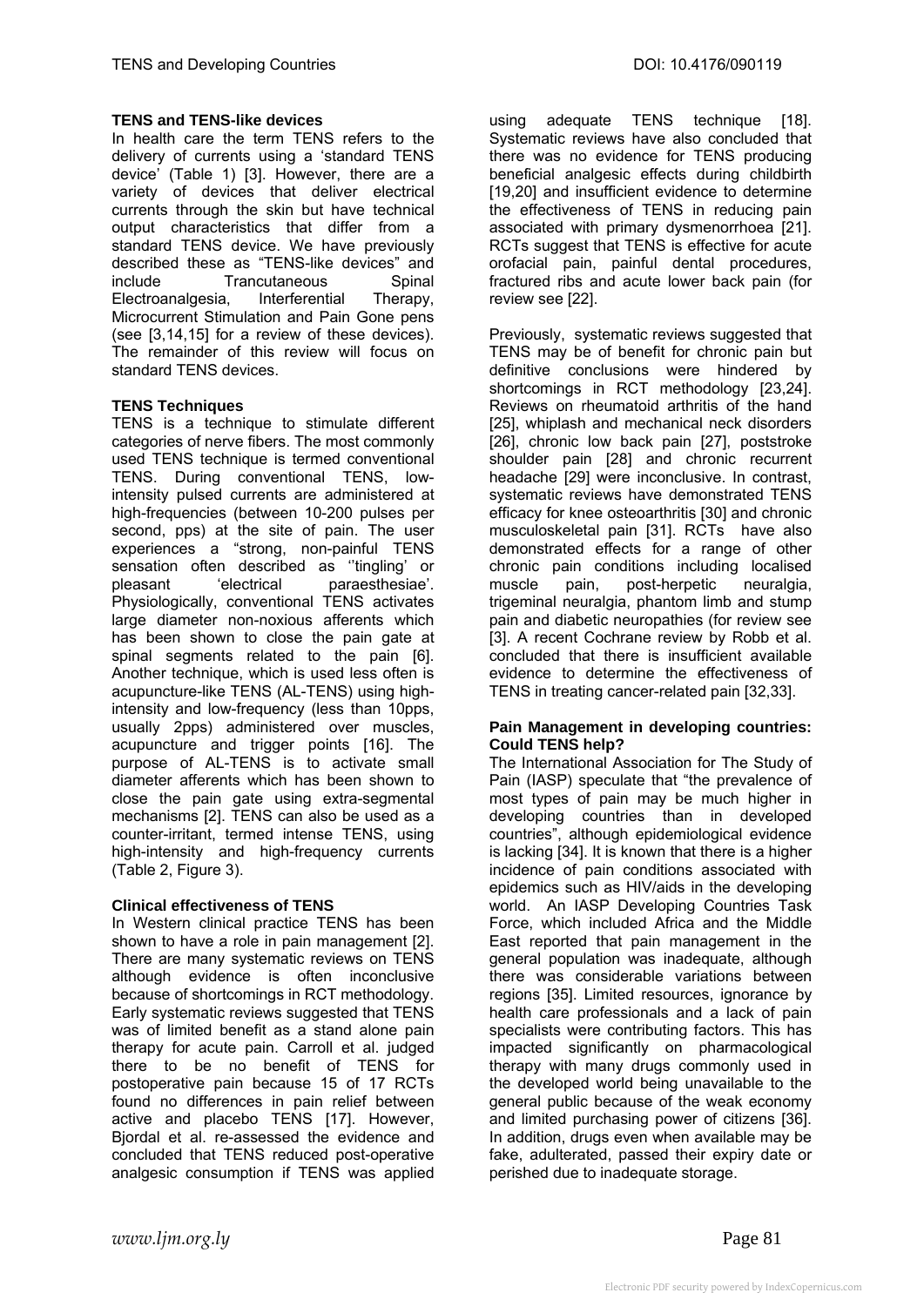**TENS and TENS-like devices**

In health care the term TENS refers to the delivery of currents using a 'standard TENS device' (Table 1) [3]. However, there are a variety of devices that deliver electrical currents through the skin but have technical output characteristics that differ from a standard TENS device. We have previously described these as "TENS-like devices" and include Trancutaneous Spinal Electroanalgesia, Interferential Therapy, Microcurrent Stimulation and Pain Gone pens (see [3,14,15] for a review of these devices). The remainder of this review will focus on standard TENS devices.

**TENS Techniques**

TENS is a technique to stimulate different categories of nerve fibers. The most commonly used TENS technique is termed conventional TENS. During conventional TENS, low-intensity pulsed currents are administered at high-frequencies (between 10-200 pulses per second, pps) at the site of pain. The user experiences a "strong, non-painful TENS sensation often described as ''tingling' or pleasant 'electrical paraesthesiae'. Physiologically, conventional TENS activates large diameter non-noxious afferents which has been shown to close the pain gate at spinal segments related to the pain [6]. Another technique, which is used less often is acupuncture-like TENS (AL-TENS) using high-intensity and low-frequency (less than 10pps, usually 2pps) administered over muscles, acupuncture and trigger points [16]. The purpose of AL-TENS is to activate small diameter afferents which has been shown to close the pain gate using extra-segmental mechanisms [2]. TENS can also be used as a counter-irritant, termed intense TENS, using high-intensity and high-frequency currents (Table 2, Figure 3).

**Clinical effectiveness of TENS**

In Western clinical practice TENS has been shown to have a role in pain management [2]. There are many systematic reviews on TENS although evidence is often inconclusive because of shortcomings in RCT methodology. Early systematic reviews suggested that TENS was of limited benefit as a stand alone pain therapy for acute pain. Carroll et al. judged there to be no benefit of TENS for postoperative pain because 15 of 17 RCTs found no differences in pain relief between active and placebo TENS [17]. However, Bjordal et al. re-assessed the evidence and concluded that TENS reduced post-operative analgesic consumption if TENS was applied using adequate TENS technique [18]. Systematic reviews have also concluded that there was no evidence for TENS producing beneficial analgesic effects during childbirth [19,20] and insufficient evidence to determine the effectiveness of TENS in reducing pain associated with primary dysmenorrhoea [21]. RCTs suggest that TENS is effective for acute orofacial pain, painful dental procedures, fractured ribs and acute lower back pain (for review see [22].

Previously, systematic reviews suggested that TENS may be of benefit for chronic pain but definitive conclusions were hindered by shortcomings in RCT methodology [23,24]. Reviews on rheumatoid arthritis of the hand [25], whiplash and mechanical neck disorders [26], chronic low back pain [27], poststroke shoulder pain [28] and chronic recurrent headache [29] were inconclusive. In contrast, systematic reviews have demonstrated TENS efficacy for knee osteoarthritis [30] and chronic musculoskeletal pain [31]. RCTs have also demonstrated effects for a range of other chronic pain conditions including localised muscle pain, post-herpetic neuralgia, trigeminal neuralgia, phantom limb and stump pain and diabetic neuropathies (for review see [3]. A recent Cochrane review by Robb et al. concluded that there is insufficient available evidence to determine the effectiveness of TENS in treating cancer-related pain [32,33].

**Pain Management in developing countries: Could TENS help?**

The International Association for The Study of Pain (IASP) speculate that "the prevalence of most types of pain may be much higher in developing countries than in developed countries", although epidemiological evidence is lacking [34]. It is known that there is a higher incidence of pain conditions associated with epidemics such as HIV/aids in the developing world. An IASP Developing Countries Task Force, which included Africa and the Middle East reported that pain management in the general population was inadequate, although there was considerable variations between regions [35]. Limited resources, ignorance by health care professionals and a lack of pain specialists were contributing factors. This has impacted significantly on pharmacological therapy with many drugs commonly used in the developed world being unavailable to the general public because of the weak economy and limited purchasing power of citizens [36]. In addition, drugs even when available may be fake, adulterated, passed their expiry date or perished due to inadequate storage.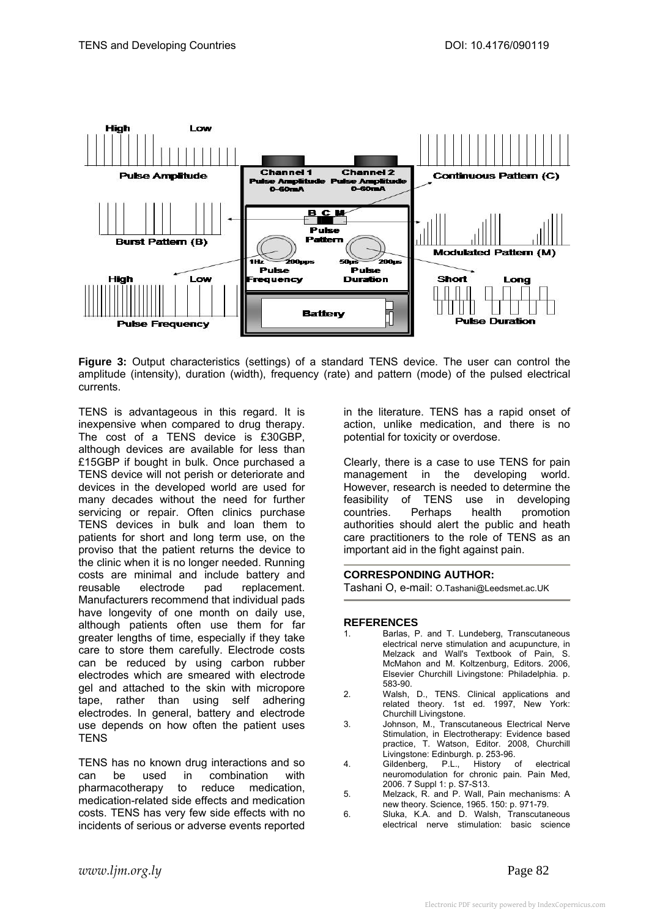High Low

Pulse Amplitude

Channel 1 Pulse Amplitude 0–60mA

Channel 2 Pulse Amplitude 0–60mA

Continuous Pattern (C)

B C M

Pulse Pattern

Burst Pattern (B)

Modulated Pattern (M)

1Hz 200pps

Pulse Frequency

50µs 200µs

Pulse Duration

High Low

Short Long

Battery

Pulse Frequency

Pulse Duration

**Figure 3:** Output characteristics (settings) of a standard TENS device. The user can control the amplitude (intensity), duration (width), frequency (rate) and pattern (mode) of the pulsed electrical currents.

TENS is advantageous in this regard. It is inexpensive when compared to drug therapy. The cost of a TENS device is £30GBP, although devices are available for less than £15GBP if bought in bulk. Once purchased a TENS device will not perish or deteriorate and devices in the developed world are used for many decades without the need for further servicing or repair. Often clinics purchase TENS devices in bulk and loan them to patients for short and long term use, on the proviso that the patient returns the device to the clinic when it is no longer needed. Running costs are minimal and include battery and reusable electrode pad replacement. Manufacturers recommend that individual pads have longevity of one month on daily use, although patients often use them for far greater lengths of time, especially if they take care to store them carefully. Electrode costs can be reduced by using carbon rubber electrodes which are smeared with electrode gel and attached to the skin with micropore tape, rather than using self adhering electrodes. In general, battery and electrode use depends on how often the patient uses TENS

TENS has no known drug interactions and so can be used in combination with pharmacotherapy to reduce medication, medication-related side effects and medication costs. TENS has very few side effects with no incidents of serious or adverse events reported in the literature. TENS has a rapid onset of action, unlike medication, and there is no potential for toxicity or overdose.

Clearly, there is a case to use TENS for pain management in the developing world. However, research is needed to determine the feasibility of TENS use in developing countries. Perhaps health promotion authorities should alert the public and heath care practitioners to the role of TENS as an important aid in the fight against pain.

**CORRESPONDING AUTHOR:**

Tashani O, e-mail: O.Tashani@Leedsmet.ac.UK

## REFERENCES

1. Barlas, P. and T. Lundeberg, Transcutaneous electrical nerve stimulation and acupuncture, in Melzack and Wall's Textbook of Pain, S. McMahon and M. Koltzenburg, Editors. 2006, Elsevier Churchill Livingstone: Philadelphia. p. 583-90.
2. Walsh, D., TENS. Clinical applications and related theory. 1st ed. 1997, New York: Churchill Livingstone.
3. Johnson, M., Transcutaneous Electrical Nerve Stimulation, in Electrotherapy: Evidence based practice, T. Watson, Editor. 2008, Churchill Livingstone: Edinburgh. p. 253-96.
4. Gildenberg, P.L., History of electrical neuromodulation for chronic pain. Pain Med, 2006. 7 Suppl 1: p. S7-S13.
5. Melzack, R. and P. Wall, Pain mechanisms: A new theory. Science, 1965. 150: p. 971-79.
6. Sluka, K.A. and D. Walsh, Transcutaneous electrical nerve stimulation: basic science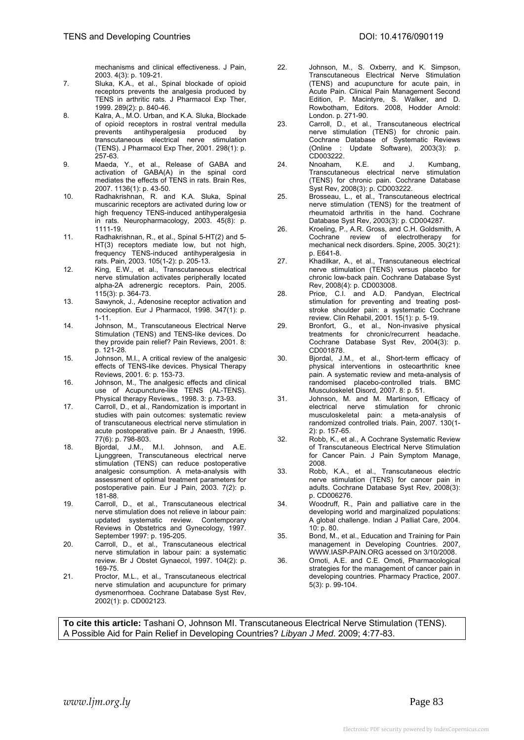mechanisms and clinical effectiveness. J Pain, 2003. 4(3): p. 109-21.

7. Sluka, K.A., et al., Spinal blockade of opioid receptors prevents the analgesia produced by TENS in arthritic rats. J Pharmacol Exp Ther, 1999. 289(2): p. 840-46.
8. Kalra, A., M.O. Urban, and K.A. Sluka, Blockade of opioid receptors in rostral ventral medulla prevents antihyperalgesia produced by transcutaneous electrical nerve stimulation (TENS). J Pharmacol Exp Ther, 2001. 298(1): p. 257-63.
9. Maeda, Y., et al., Release of GABA and activation of GABA(A) in the spinal cord mediates the effects of TENS in rats. Brain Res, 2007. 1136(1): p. 43-50.
10. Radhakrishnan, R. and K.A. Sluka, Spinal muscarinic receptors are activated during low or high frequency TENS-induced antihyperalgesia in rats. Neuropharmacology, 2003. 45(8): p. 1111-19.
11. Radhakrishnan, R., et al., Spinal 5-HT(2) and 5-HT(3) receptors mediate low, but not high, frequency TENS-induced antihyperalgesia in rats. Pain, 2003. 105(1-2): p. 205-13.
12. King, E.W., et al., Transcutaneous electrical nerve stimulation activates peripherally located alpha-2A adrenergic receptors. Pain, 2005. 115(3): p. 364-73.
13. Sawynok, J., Adenosine receptor activation and nociception. Eur J Pharmacol, 1998. 347(1): p. 1-11.
14. Johnson, M., Transcutaneous Electrical Nerve Stimulation (TENS) and TENS-like devices. Do they provide pain relief? Pain Reviews, 2001. 8: p. 121-28.
15. Johnson, M.I., A critical review of the analgesic effects of TENS-like devices. Physical Therapy Reviews, 2001. 6: p. 153-73.
16. Johnson, M., The analgesic effects and clinical use of Acupuncture-like TENS (AL-TENS). Physical therapy Reviews., 1998. 3: p. 73-93.
17. Carroll, D., et al., Randomization is important in studies with pain outcomes: systematic review of transcutaneous electrical nerve stimulation in acute postoperative pain. Br J Anaesth, 1996. 77(6): p. 798-803.
18. Bjordal, J.M., M.I. Johnson, and A.E. Ljunggreen, Transcutaneous electrical nerve stimulation (TENS) can reduce postoperative analgesic consumption. A meta-analysis with assessment of optimal treatment parameters for postoperative pain. Eur J Pain, 2003. 7(2): p. 181-88.
19. Carroll, D., et al., Transcutaneous electrical nerve stimulation does not relieve in labour pain: updated systematic review. Contemporary Reviews in Obstetrics and Gynecology, 1997. September 1997: p. 195-205.
20. Carroll, D., et al., Transcutaneous electrical nerve stimulation in labour pain: a systematic review. Br J Obstet Gynaecol, 1997. 104(2): p. 169-75.
21. Proctor, M.L., et al., Transcutaneous electrical nerve stimulation and acupuncture for primary dysmenorrhoea. Cochrane Database Syst Rev, 2002(1): p. CD002123.
22. Johnson, M., S. Oxberry, and K. Simpson, Transcutaneous Electrical Nerve Stimulation (TENS) and acupuncture for acute pain, in Acute Pain. Clinical Pain Management Second Edition, P. Macintyre, S. Walker, and D. Rowbotham, Editors. 2008, Hodder Arnold: London. p. 271-90.
23. Carroll, D., et al., Transcutaneous electrical nerve stimulation (TENS) for chronic pain. Cochrane Database of Systematic Reviews (Online : Update Software), 2003(3): p. CD003222.
24. Nnoaham, K.E. and J. Kumbang, Transcutaneous electrical nerve stimulation (TENS) for chronic pain. Cochrane Database Syst Rev, 2008(3): p. CD003222.
25. Brosseau, L., et al., Transcutaneous electrical nerve stimulation (TENS) for the treatment of rheumatoid arthritis in the hand. Cochrane Database Syst Rev, 2003(3): p. CD004287.
26. Kroeling, P., A.R. Gross, and C.H. Goldsmith, A Cochrane review of electrotherapy for mechanical neck disorders. Spine, 2005. 30(21): p. E641-8.
27. Khadilkar, A., et al., Transcutaneous electrical nerve stimulation (TENS) versus placebo for chronic low-back pain. Cochrane Database Syst Rev, 2008(4): p. CD003008.
28. Price, C.I. and A.D. Pandyan, Electrical stimulation for preventing and treating post-stroke shoulder pain: a systematic Cochrane review. Clin Rehabil, 2001. 15(1): p. 5-19.
29. Bronfort, G., et al., Non-invasive physical treatments for chronic/recurrent headache. Cochrane Database Syst Rev, 2004(3): p. CD001878.
30. Bjordal, J.M., et al., Short-term efficacy of physical interventions in osteoarthritic knee pain. A systematic review and meta-analysis of randomised placebo-controlled trials. BMC Musculoskelet Disord, 2007. 8: p. 51.
31. Johnson, M. and M. Martinson, Efficacy of electrical nerve stimulation for chronic musculoskeletal pain: a meta-analysis of randomized controlled trials. Pain, 2007. 130(1-2): p. 157-65.
32. Robb, K., et al., A Cochrane Systematic Review of Transcutaneous Electrical Nerve Stimulation for Cancer Pain. J Pain Symptom Manage, 2008.
33. Robb, K.A., et al., Transcutaneous electric nerve stimulation (TENS) for cancer pain in adults. Cochrane Database Syst Rev, 2008(3): p. CD006276.
34. Woodruff, R., Pain and palliative care in the developing world and marginalized populations: A global challenge. Indian J Palliat Care, 2004. 10: p. 80.
35. Bond, M., et al., Education and Training for Pain management in Developing Countries. 2007, WWW.IASP-PAIN.ORG acessed on 3/10/2008.
36. Omoti, A.E. and C.E. Omoti, Pharmacological strategies for the management of cancer pain in developing countries. Pharmacy Practice, 2007. 5(3): p. 99-104.

**To cite this article:** Tashani O, Johnson MI. Transcutaneous Electrical Nerve Stimulation (TENS). A Possible Aid for Pain Relief in Developing Countries? *Libyan J Med*. 2009; 4:77-83.